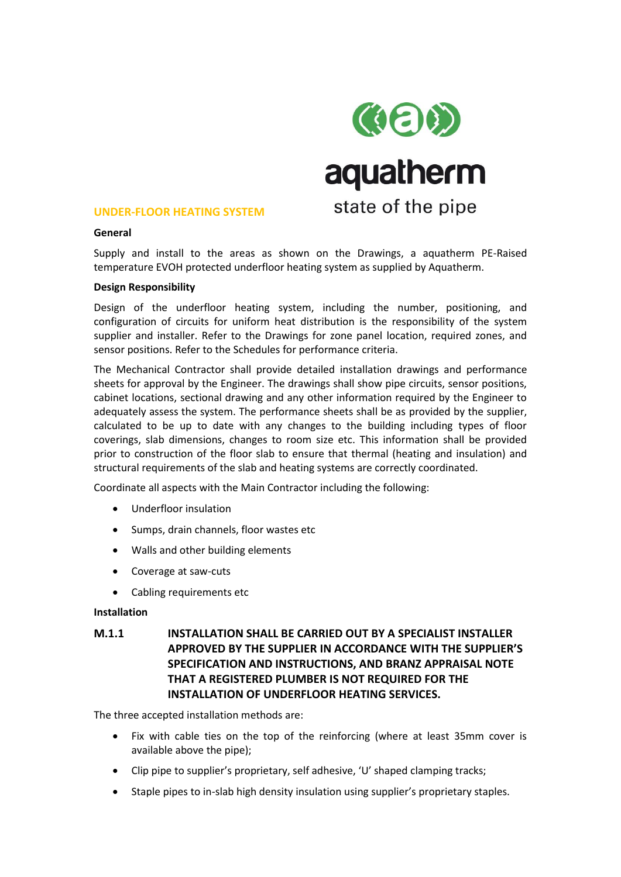aquatherm

state of the pipe

## UNDER-FLOOR HEATING SYSTEM

**General**

Supply and install to the areas as shown on the Drawings, a aquatherm PE-Raised temperature EVOH protected underfloor heating system as supplied by Aquatherm.

**Design Responsibility**

Design of the underfloor heating system, including the number, positioning, and configuration of circuits for uniform heat distribution is the responsibility of the system supplier and installer. Refer to the Drawings for zone panel location, required zones, and sensor positions. Refer to the Schedules for performance criteria.

The Mechanical Contractor shall provide detailed installation drawings and performance sheets for approval by the Engineer. The drawings shall show pipe circuits, sensor positions, cabinet locations, sectional drawing and any other information required by the Engineer to adequately assess the system. The performance sheets shall be as provided by the supplier, calculated to be up to date with any changes to the building including types of floor coverings, slab dimensions, changes to room size etc. This information shall be provided prior to construction of the floor slab to ensure that thermal (heating and insulation) and structural requirements of the slab and heating systems are correctly coordinated.

Coordinate all aspects with the Main Contractor including the following:

- Underfloor insulation
- Sumps, drain channels, floor wastes etc
- Walls and other building elements
- Coverage at saw-cuts
- Cabling requirements etc

**Installation**

**M.1.1 INSTALLATION SHALL BE CARRIED OUT BY A SPECIALIST INSTALLER APPROVED BY THE SUPPLIER IN ACCORDANCE WITH THE SUPPLIER'S SPECIFICATION AND INSTRUCTIONS, AND BRANZ APPRAISAL NOTE THAT A REGISTERED PLUMBER IS NOT REQUIRED FOR THE INSTALLATION OF UNDERFLOOR HEATING SERVICES.**

The three accepted installation methods are:

- Fix with cable ties on the top of the reinforcing (where at least 35mm cover is available above the pipe);
- Clip pipe to supplier's proprietary, self adhesive, 'U' shaped clamping tracks;
- Staple pipes to in-slab high density insulation using supplier's proprietary staples.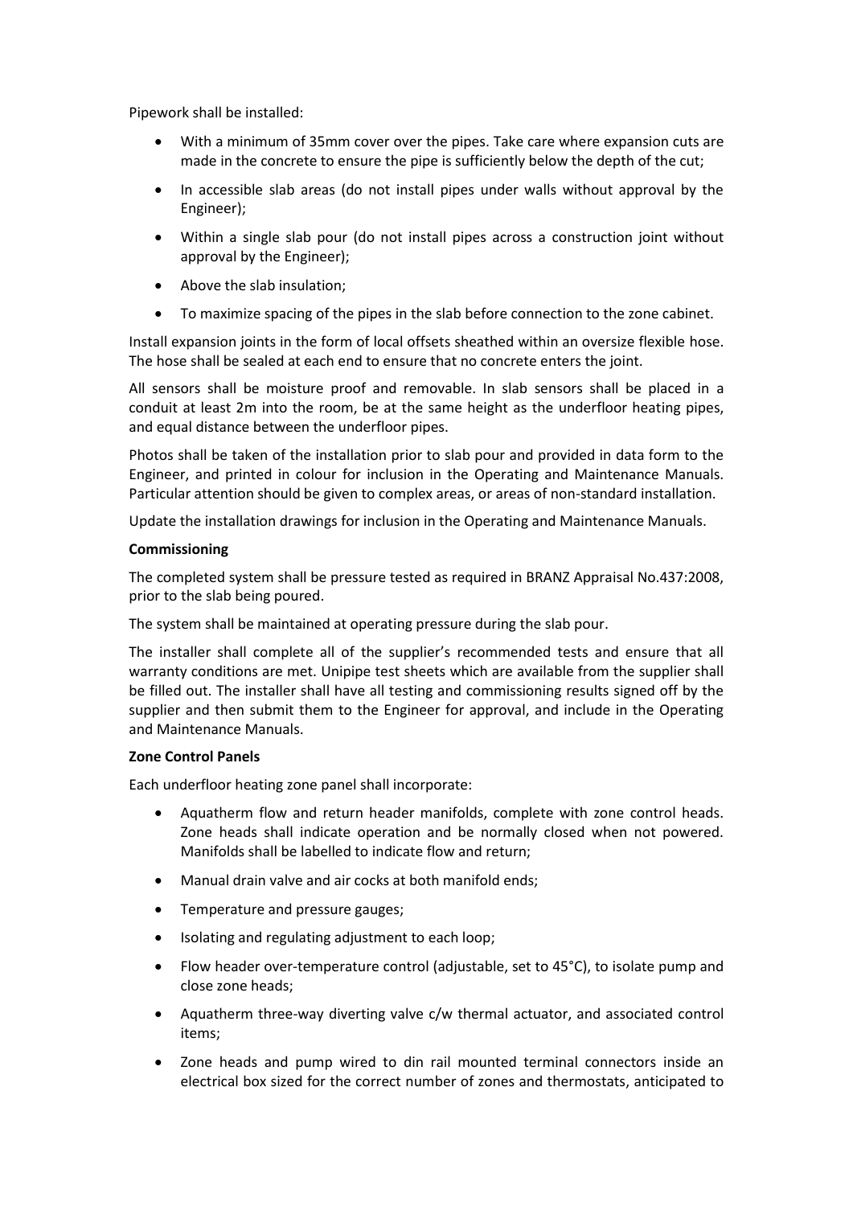Pipework shall be installed:

- With a minimum of 35mm cover over the pipes. Take care where expansion cuts are made in the concrete to ensure the pipe is sufficiently below the depth of the cut;
- In accessible slab areas (do not install pipes under walls without approval by the Engineer);
- Within a single slab pour (do not install pipes across a construction joint without approval by the Engineer);
- Above the slab insulation;
- To maximize spacing of the pipes in the slab before connection to the zone cabinet.

Install expansion joints in the form of local offsets sheathed within an oversize flexible hose. The hose shall be sealed at each end to ensure that no concrete enters the joint.

All sensors shall be moisture proof and removable. In slab sensors shall be placed in a conduit at least 2m into the room, be at the same height as the underfloor heating pipes, and equal distance between the underfloor pipes.

Photos shall be taken of the installation prior to slab pour and provided in data form to the Engineer, and printed in colour for inclusion in the Operating and Maintenance Manuals. Particular attention should be given to complex areas, or areas of non-standard installation.

Update the installation drawings for inclusion in the Operating and Maintenance Manuals.

**Commissioning**

The completed system shall be pressure tested as required in BRANZ Appraisal No.437:2008, prior to the slab being poured.

The system shall be maintained at operating pressure during the slab pour.

The installer shall complete all of the supplier's recommended tests and ensure that all warranty conditions are met. Unipipe test sheets which are available from the supplier shall be filled out. The installer shall have all testing and commissioning results signed off by the supplier and then submit them to the Engineer for approval, and include in the Operating and Maintenance Manuals.

**Zone Control Panels**

Each underfloor heating zone panel shall incorporate:

- Aquatherm flow and return header manifolds, complete with zone control heads. Zone heads shall indicate operation and be normally closed when not powered. Manifolds shall be labelled to indicate flow and return;
- Manual drain valve and air cocks at both manifold ends;
- Temperature and pressure gauges;
- Isolating and regulating adjustment to each loop;
- Flow header over-temperature control (adjustable, set to 45°C), to isolate pump and close zone heads;
- Aquatherm three-way diverting valve c/w thermal actuator, and associated control items;
- Zone heads and pump wired to din rail mounted terminal connectors inside an electrical box sized for the correct number of zones and thermostats, anticipated to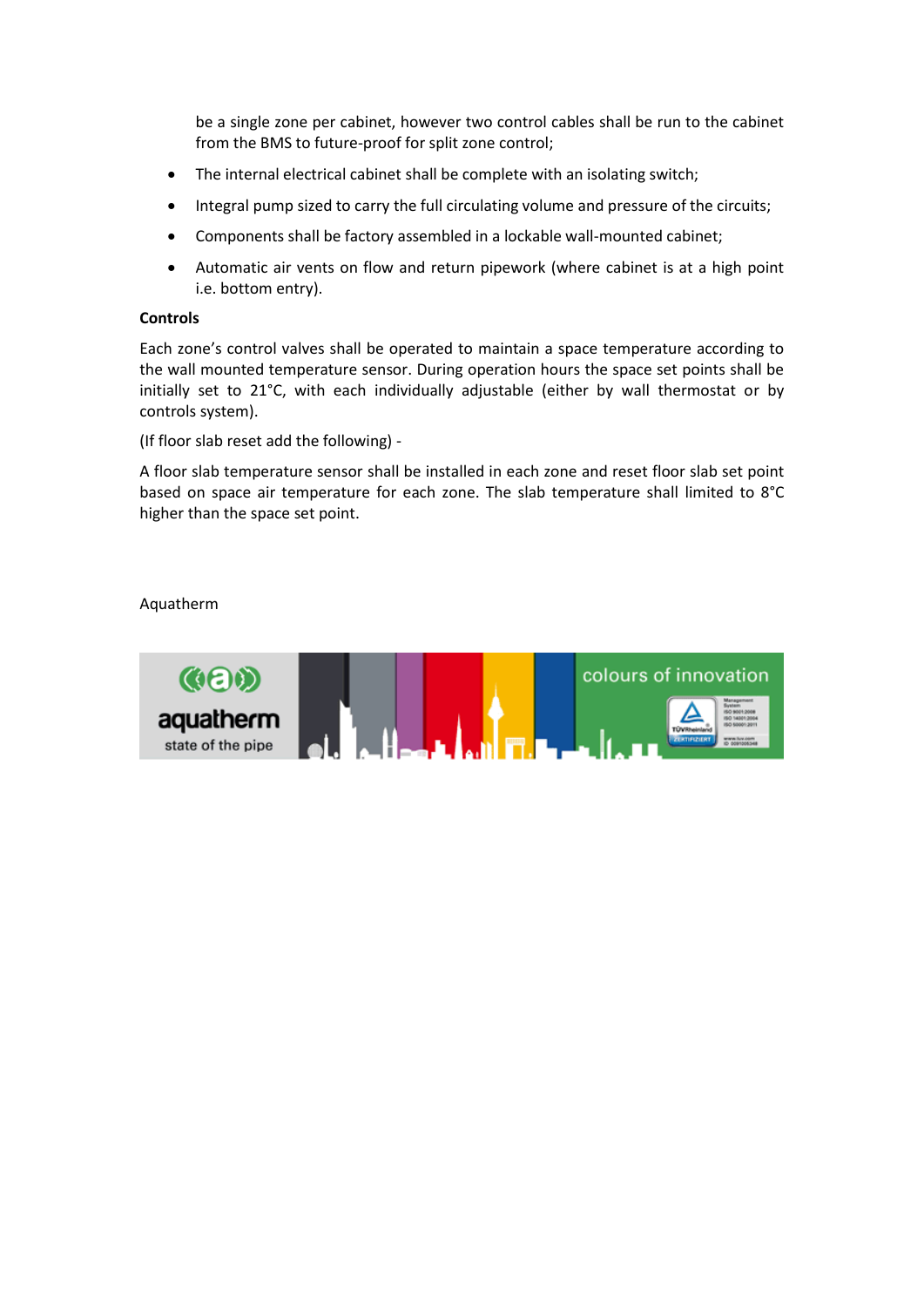be a single zone per cabinet, however two control cables shall be run to the cabinet from the BMS to future-proof for split zone control;

- The internal electrical cabinet shall be complete with an isolating switch;
- Integral pump sized to carry the full circulating volume and pressure of the circuits;
- Components shall be factory assembled in a lockable wall-mounted cabinet;
- Automatic air vents on flow and return pipework (where cabinet is at a high point i.e. bottom entry).

**Controls**

Each zone's control valves shall be operated to maintain a space temperature according to the wall mounted temperature sensor. During operation hours the space set points shall be initially set to 21°C, with each individually adjustable (either by wall thermostat or by controls system).

(If floor slab reset add the following) -

A floor slab temperature sensor shall be installed in each zone and reset floor slab set point based on space air temperature for each zone. The slab temperature shall limited to 8°C higher than the space set point.

Aquatherm

aquatherm
state of the pipe
colours of innovation